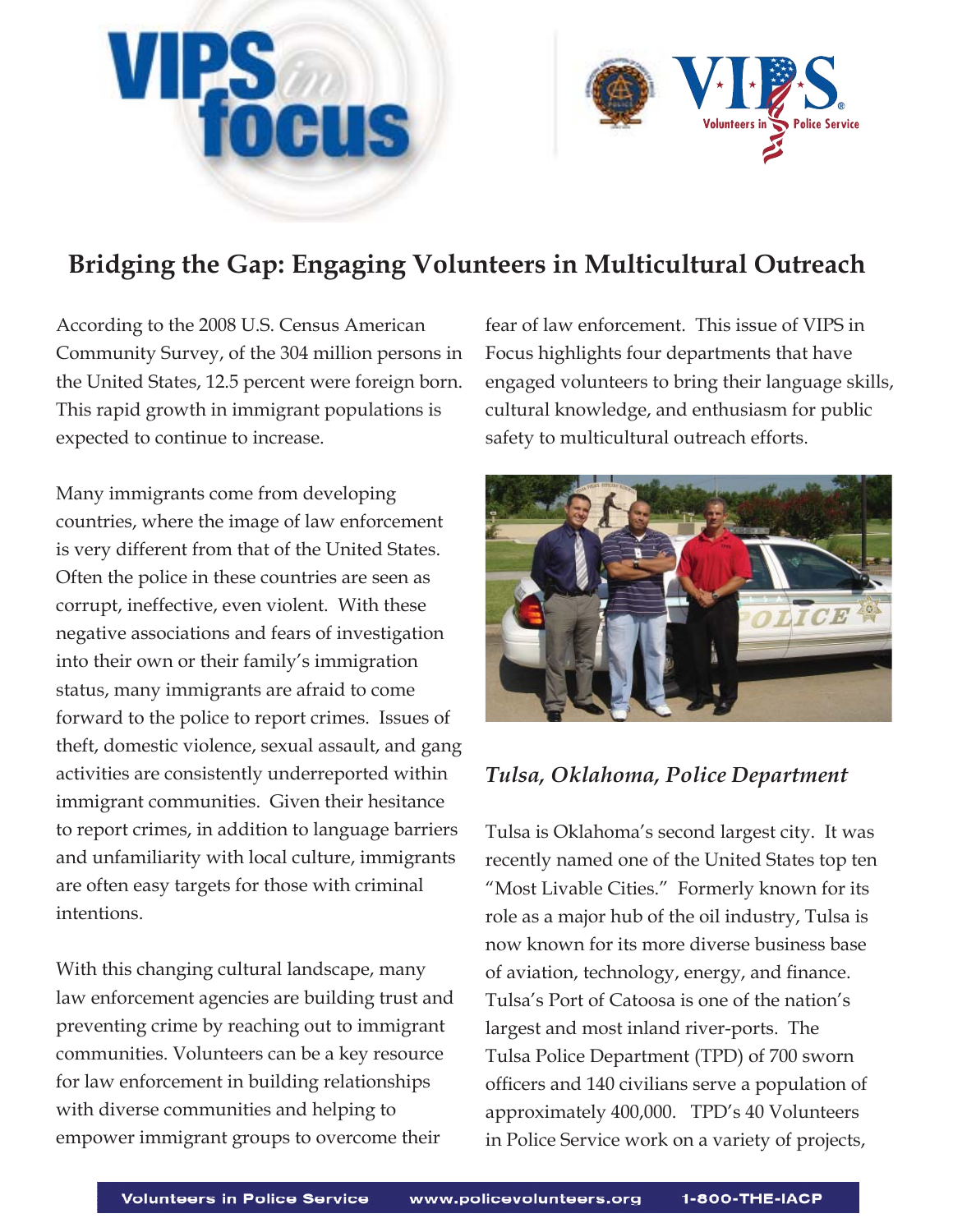# Bridging the Gap: Engaging Volunteers in Multicultural Outreach

According to the 2008 U.S. Census American Community Survey, of the 304 million persons in the United States, 12.5 percent were foreign born. This rapid growth in immigrant populations is expected to continue to increase.

Many immigrants come from developing countries, where the image of law enforcement is very different from that of the United States. Often the police in these countries are seen as corrupt, ineffective, even violent. With these negative associations and fears of investigation into their own or their family's immigration status, many immigrants are afraid to come forward to the police to report crimes. Issues of theft, domestic violence, sexual assault, and gang activities are consistently underreported within immigrant communities. Given their hesitance to report crimes, in addition to language barriers and unfamiliarity with local culture, immigrants are often easy targets for those with criminal intentions.

With this changing cultural landscape, many law enforcement agencies are building trust and preventing crime by reaching out to immigrant communities. Volunteers can be a key resource for law enforcement in building relationships with diverse communities and helping to empower immigrant groups to overcome their fear of law enforcement. This issue of VIPS in Focus highlights four departments that have engaged volunteers to bring their language skills, cultural knowledge, and enthusiasm for public safety to multicultural outreach efforts.

## *Tulsa, Oklahoma, Police Department*

Tulsa is Oklahoma's second largest city. It was recently named one of the United States top ten "Most Livable Cities." Formerly known for its role as a major hub of the oil industry, Tulsa is now known for its more diverse business base of aviation, technology, energy, and finance. Tulsa's Port of Catoosa is one of the nation's largest and most inland river-ports. The Tulsa Police Department (TPD) of 700 sworn officers and 140 civilians serve a population of approximately 400,000. TPD's 40 Volunteers in Police Service work on a variety of projects,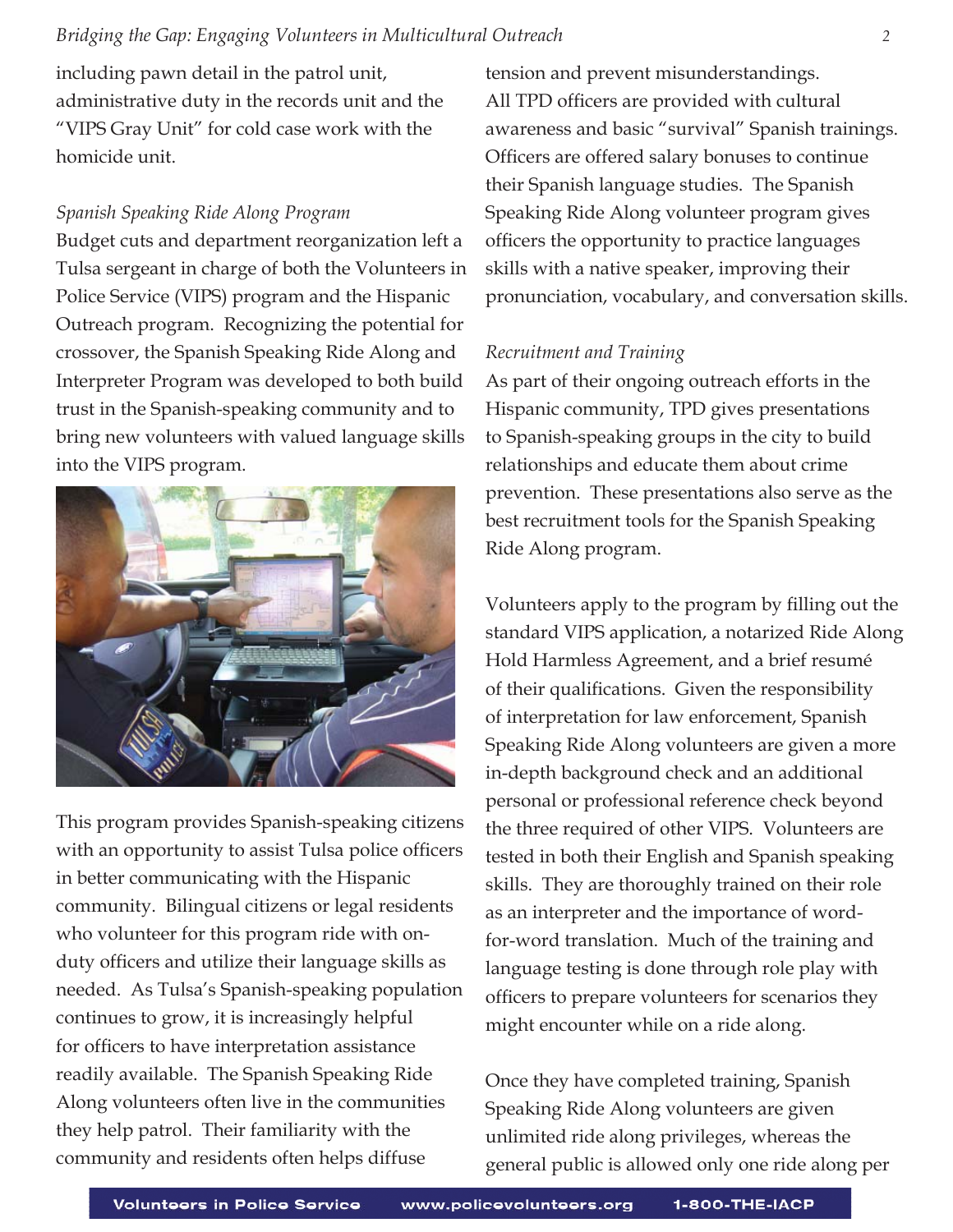including pawn detail in the patrol unit, administrative duty in the records unit and the "VIPS Gray Unit" for cold case work with the homicide unit.

*Spanish Speaking Ride Along Program*

Budget cuts and department reorganization left a Tulsa sergeant in charge of both the Volunteers in Police Service (VIPS) program and the Hispanic Outreach program. Recognizing the potential for crossover, the Spanish Speaking Ride Along and Interpreter Program was developed to both build trust in the Spanish-speaking community and to bring new volunteers with valued language skills into the VIPS program.

This program provides Spanish-speaking citizens with an opportunity to assist Tulsa police officers in better communicating with the Hispanic community. Bilingual citizens or legal residents who volunteer for this program ride with on-duty officers and utilize their language skills as needed. As Tulsa's Spanish-speaking population continues to grow, it is increasingly helpful for officers to have interpretation assistance readily available. The Spanish Speaking Ride Along volunteers often live in the communities they help patrol. Their familiarity with the community and residents often helps diffuse tension and prevent misunderstandings. All TPD officers are provided with cultural awareness and basic "survival" Spanish trainings. Officers are offered salary bonuses to continue their Spanish language studies. The Spanish Speaking Ride Along volunteer program gives officers the opportunity to practice languages skills with a native speaker, improving their pronunciation, vocabulary, and conversation skills.

*Recruitment and Training*

As part of their ongoing outreach efforts in the Hispanic community, TPD gives presentations to Spanish-speaking groups in the city to build relationships and educate them about crime prevention. These presentations also serve as the best recruitment tools for the Spanish Speaking Ride Along program.

Volunteers apply to the program by filling out the standard VIPS application, a notarized Ride Along Hold Harmless Agreement, and a brief resumé of their qualifications. Given the responsibility of interpretation for law enforcement, Spanish Speaking Ride Along volunteers are given a more in-depth background check and an additional personal or professional reference check beyond the three required of other VIPS. Volunteers are tested in both their English and Spanish speaking skills. They are thoroughly trained on their role as an interpreter and the importance of word-for-word translation. Much of the training and language testing is done through role play with officers to prepare volunteers for scenarios they might encounter while on a ride along.

Once they have completed training, Spanish Speaking Ride Along volunteers are given unlimited ride along privileges, whereas the general public is allowed only one ride along per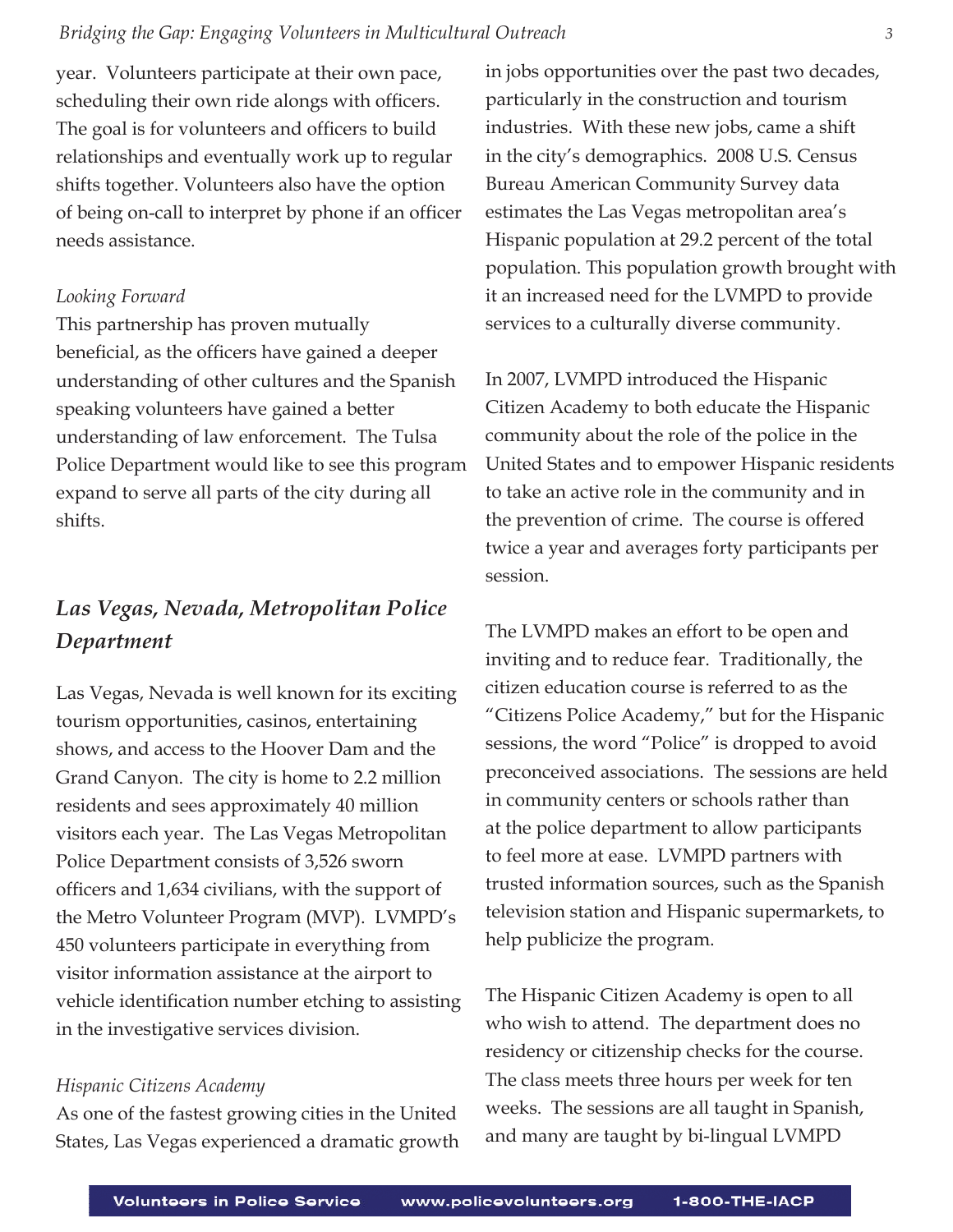year. Volunteers participate at their own pace, scheduling their own ride alongs with officers. The goal is for volunteers and officers to build relationships and eventually work up to regular shifts together. Volunteers also have the option of being on-call to interpret by phone if an officer needs assistance.

*Looking Forward*

This partnership has proven mutually beneficial, as the officers have gained a deeper understanding of other cultures and the Spanish speaking volunteers have gained a better understanding of law enforcement. The Tulsa Police Department would like to see this program expand to serve all parts of the city during all shifts.

## *Las Vegas, Nevada, Metropolitan Police Department*

Las Vegas, Nevada is well known for its exciting tourism opportunities, casinos, entertaining shows, and access to the Hoover Dam and the Grand Canyon. The city is home to 2.2 million residents and sees approximately 40 million visitors each year. The Las Vegas Metropolitan Police Department consists of 3,526 sworn officers and 1,634 civilians, with the support of the Metro Volunteer Program (MVP). LVMPD's 450 volunteers participate in everything from visitor information assistance at the airport to vehicle identification number etching to assisting in the investigative services division.

*Hispanic Citizens Academy*

As one of the fastest growing cities in the United States, Las Vegas experienced a dramatic growth in jobs opportunities over the past two decades, particularly in the construction and tourism industries. With these new jobs, came a shift in the city's demographics. 2008 U.S. Census Bureau American Community Survey data estimates the Las Vegas metropolitan area's Hispanic population at 29.2 percent of the total population. This population growth brought with it an increased need for the LVMPD to provide services to a culturally diverse community.

In 2007, LVMPD introduced the Hispanic Citizen Academy to both educate the Hispanic community about the role of the police in the United States and to empower Hispanic residents to take an active role in the community and in the prevention of crime. The course is offered twice a year and averages forty participants per session.

The LVMPD makes an effort to be open and inviting and to reduce fear. Traditionally, the citizen education course is referred to as the "Citizens Police Academy," but for the Hispanic sessions, the word "Police" is dropped to avoid preconceived associations. The sessions are held in community centers or schools rather than at the police department to allow participants to feel more at ease. LVMPD partners with trusted information sources, such as the Spanish television station and Hispanic supermarkets, to help publicize the program.

The Hispanic Citizen Academy is open to all who wish to attend. The department does no residency or citizenship checks for the course. The class meets three hours per week for ten weeks. The sessions are all taught in Spanish, and many are taught by bi-lingual LVMPD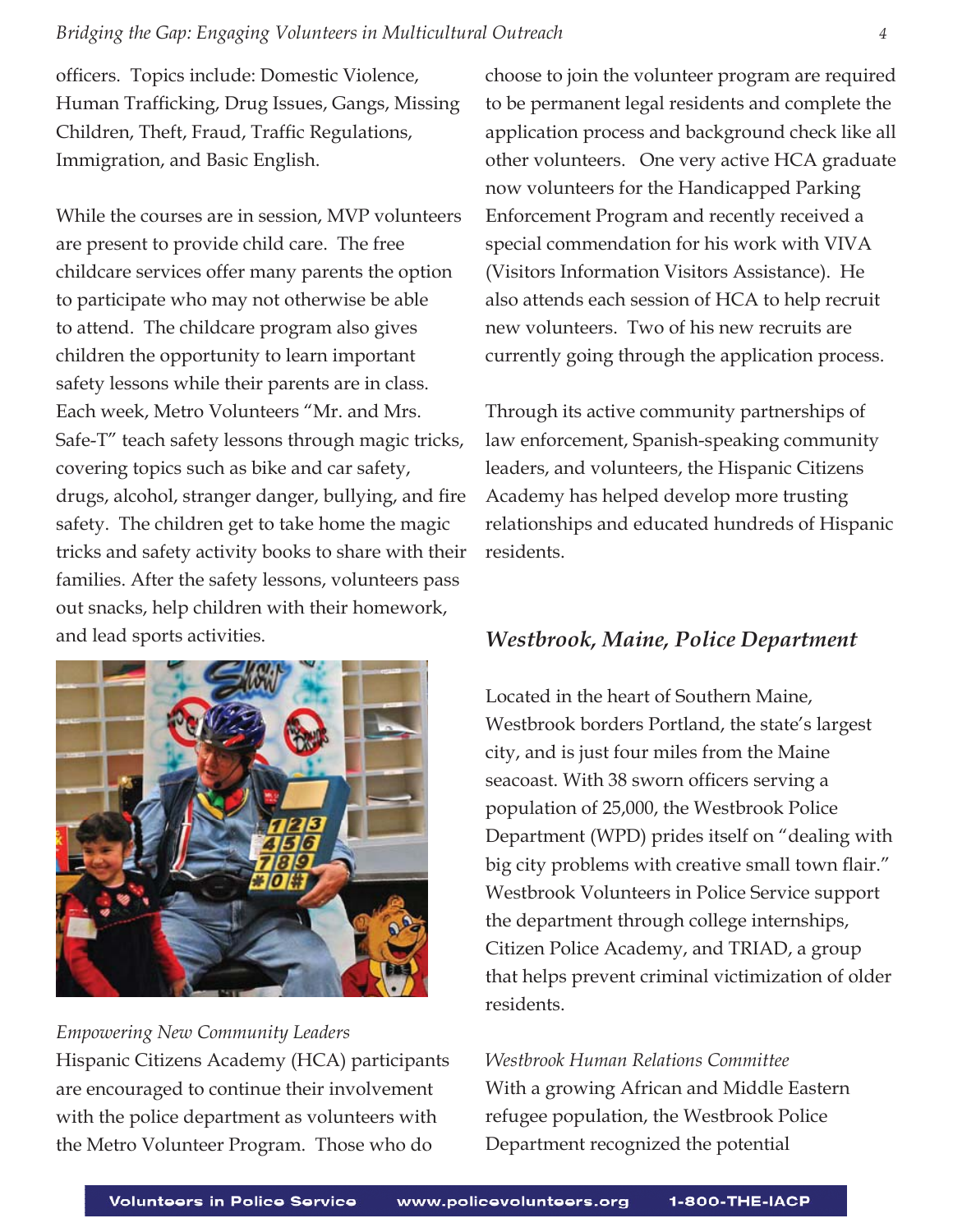officers. Topics include: Domestic Violence, Human Trafficking, Drug Issues, Gangs, Missing Children, Theft, Fraud, Traffic Regulations, Immigration, and Basic English.

While the courses are in session, MVP volunteers are present to provide child care. The free childcare services offer many parents the option to participate who may not otherwise be able to attend. The childcare program also gives children the opportunity to learn important safety lessons while their parents are in class. Each week, Metro Volunteers "Mr. and Mrs. Safe-T" teach safety lessons through magic tricks, covering topics such as bike and car safety, drugs, alcohol, stranger danger, bullying, and fire safety. The children get to take home the magic tricks and safety activity books to share with their families. After the safety lessons, volunteers pass out snacks, help children with their homework, and lead sports activities.

*Empowering New Community Leaders*

Hispanic Citizens Academy (HCA) participants are encouraged to continue their involvement with the police department as volunteers with the Metro Volunteer Program. Those who do choose to join the volunteer program are required to be permanent legal residents and complete the application process and background check like all other volunteers. One very active HCA graduate now volunteers for the Handicapped Parking Enforcement Program and recently received a special commendation for his work with VIVA (Visitors Information Visitors Assistance). He also attends each session of HCA to help recruit new volunteers. Two of his new recruits are currently going through the application process.

Through its active community partnerships of law enforcement, Spanish-speaking community leaders, and volunteers, the Hispanic Citizens Academy has helped develop more trusting relationships and educated hundreds of Hispanic residents.

## *Westbrook, Maine, Police Department*

Located in the heart of Southern Maine, Westbrook borders Portland, the state's largest city, and is just four miles from the Maine seacoast. With 38 sworn officers serving a population of 25,000, the Westbrook Police Department (WPD) prides itself on "dealing with big city problems with creative small town flair." Westbrook Volunteers in Police Service support the department through college internships, Citizen Police Academy, and TRIAD, a group that helps prevent criminal victimization of older residents.

*Westbrook Human Relations Committee*

With a growing African and Middle Eastern refugee population, the Westbrook Police Department recognized the potential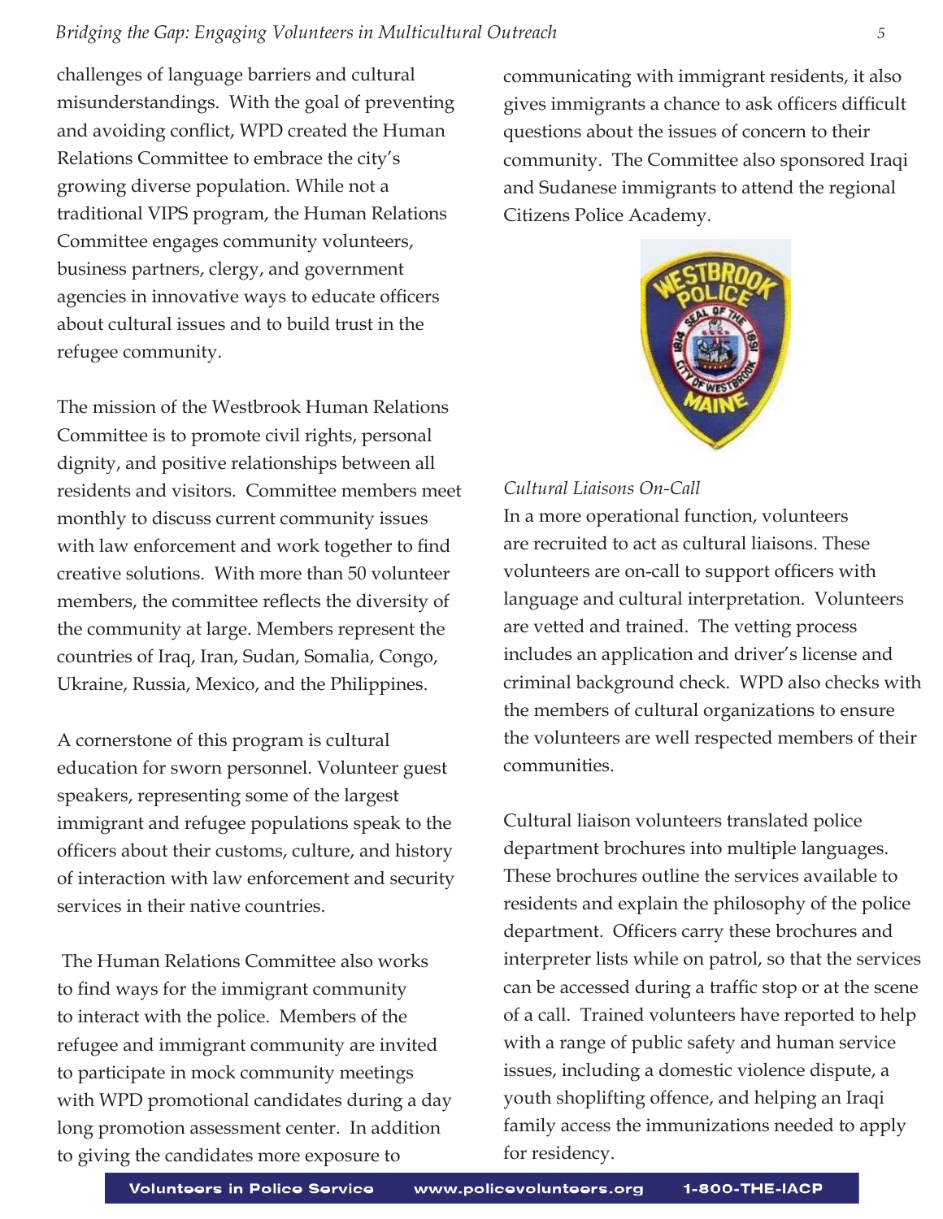challenges of language barriers and cultural misunderstandings. With the goal of preventing and avoiding conflict, WPD created the Human Relations Committee to embrace the city's growing diverse population. While not a traditional VIPS program, the Human Relations Committee engages community volunteers, business partners, clergy, and government agencies in innovative ways to educate officers about cultural issues and to build trust in the refugee community.

The mission of the Westbrook Human Relations Committee is to promote civil rights, personal dignity, and positive relationships between all residents and visitors. Committee members meet monthly to discuss current community issues with law enforcement and work together to find creative solutions. With more than 50 volunteer members, the committee reflects the diversity of the community at large. Members represent the countries of Iraq, Iran, Sudan, Somalia, Congo, Ukraine, Russia, Mexico, and the Philippines.

A cornerstone of this program is cultural education for sworn personnel. Volunteer guest speakers, representing some of the largest immigrant and refugee populations speak to the officers about their customs, culture, and history of interaction with law enforcement and security services in their native countries.

The Human Relations Committee also works to find ways for the immigrant community to interact with the police. Members of the refugee and immigrant community are invited to participate in mock community meetings with WPD promotional candidates during a day long promotion assessment center. In addition to giving the candidates more exposure to communicating with immigrant residents, it also gives immigrants a chance to ask officers difficult questions about the issues of concern to their community. The Committee also sponsored Iraqi and Sudanese immigrants to attend the regional Citizens Police Academy.

*Cultural Liaisons On-Call*

In a more operational function, volunteers are recruited to act as cultural liaisons. These volunteers are on-call to support officers with language and cultural interpretation. Volunteers are vetted and trained. The vetting process includes an application and driver's license and criminal background check. WPD also checks with the members of cultural organizations to ensure the volunteers are well respected members of their communities.

Cultural liaison volunteers translated police department brochures into multiple languages. These brochures outline the services available to residents and explain the philosophy of the police department. Officers carry these brochures and interpreter lists while on patrol, so that the services can be accessed during a traffic stop or at the scene of a call. Trained volunteers have reported to help with a range of public safety and human service issues, including a domestic violence dispute, a youth shoplifting offence, and helping an Iraqi family access the immunizations needed to apply for residency.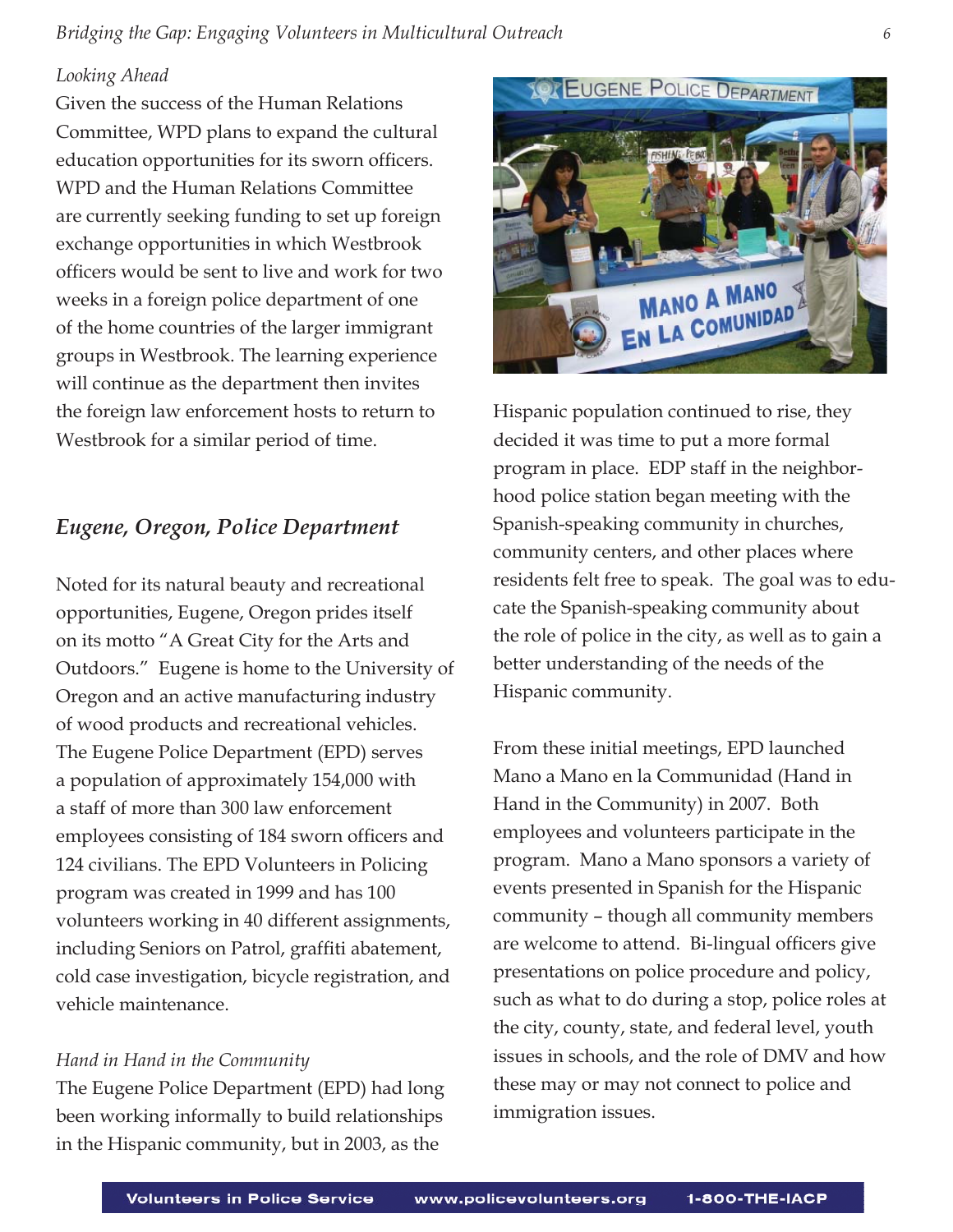*Looking Ahead*

Given the success of the Human Relations Committee, WPD plans to expand the cultural education opportunities for its sworn officers. WPD and the Human Relations Committee are currently seeking funding to set up foreign exchange opportunities in which Westbrook officers would be sent to live and work for two weeks in a foreign police department of one of the home countries of the larger immigrant groups in Westbrook. The learning experience will continue as the department then invites the foreign law enforcement hosts to return to Westbrook for a similar period of time.

## *Eugene, Oregon, Police Department*

Noted for its natural beauty and recreational opportunities, Eugene, Oregon prides itself on its motto "A Great City for the Arts and Outdoors." Eugene is home to the University of Oregon and an active manufacturing industry of wood products and recreational vehicles. The Eugene Police Department (EPD) serves a population of approximately 154,000 with a staff of more than 300 law enforcement employees consisting of 184 sworn officers and 124 civilians. The EPD Volunteers in Policing program was created in 1999 and has 100 volunteers working in 40 different assignments, including Seniors on Patrol, graffiti abatement, cold case investigation, bicycle registration, and vehicle maintenance.

*Hand in Hand in the Community*

The Eugene Police Department (EPD) had long been working informally to build relationships in the Hispanic community, but in 2003, as the Hispanic population continued to rise, they decided it was time to put a more formal program in place. EDP staff in the neighborhood police station began meeting with the Spanish-speaking community in churches, community centers, and other places where residents felt free to speak. The goal was to educate the Spanish-speaking community about the role of police in the city, as well as to gain a better understanding of the needs of the Hispanic community.

From these initial meetings, EPD launched Mano a Mano en la Communidad (Hand in Hand in the Community) in 2007. Both employees and volunteers participate in the program. Mano a Mano sponsors a variety of events presented in Spanish for the Hispanic community – though all community members are welcome to attend. Bi-lingual officers give presentations on police procedure and policy, such as what to do during a stop, police roles at the city, county, state, and federal level, youth issues in schools, and the role of DMV and how these may or may not connect to police and immigration issues.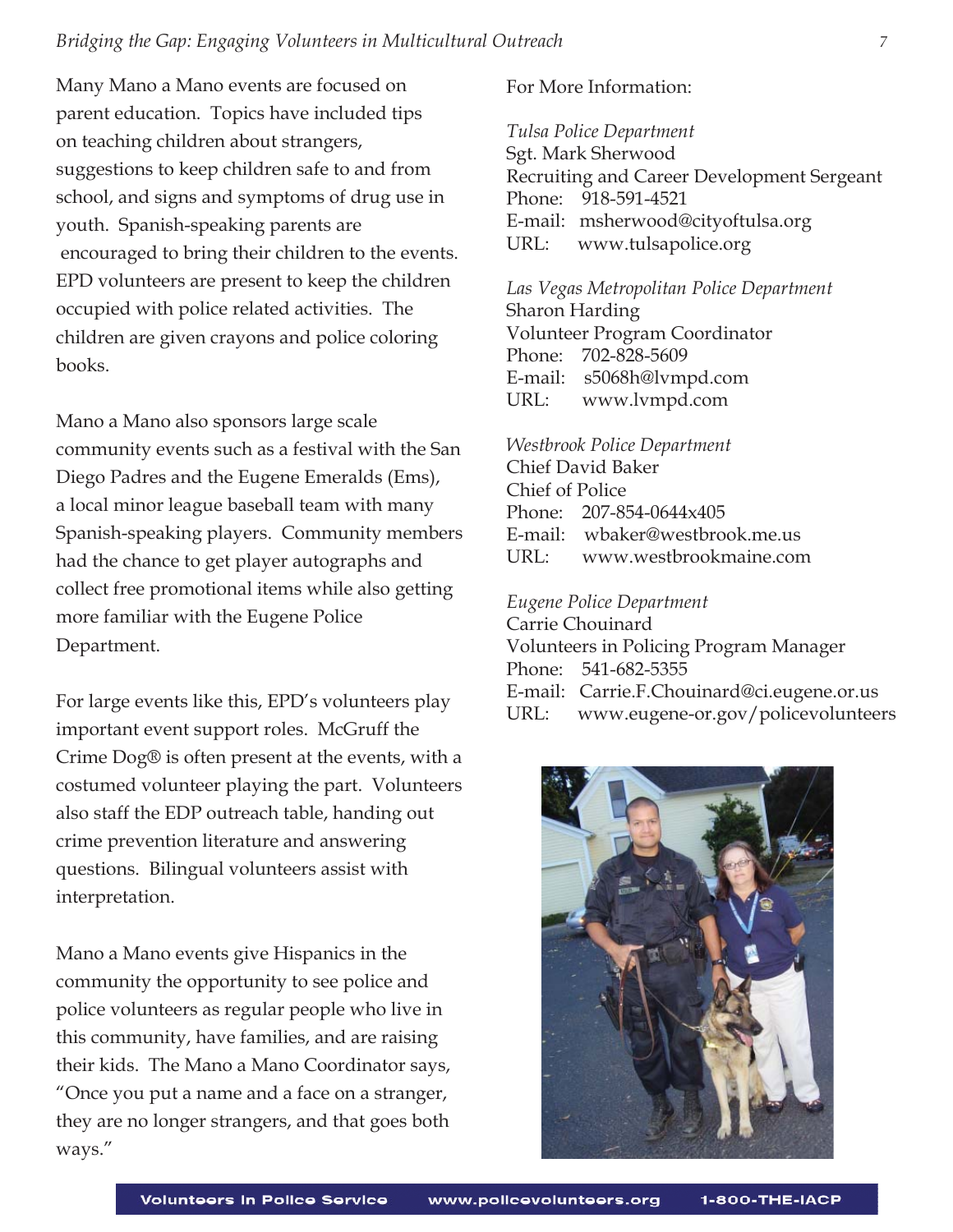Many Mano a Mano events are focused on parent education. Topics have included tips on teaching children about strangers, suggestions to keep children safe to and from school, and signs and symptoms of drug use in youth. Spanish-speaking parents are encouraged to bring their children to the events. EPD volunteers are present to keep the children occupied with police related activities. The children are given crayons and police coloring books.

Mano a Mano also sponsors large scale community events such as a festival with the San Diego Padres and the Eugene Emeralds (Ems), a local minor league baseball team with many Spanish-speaking players. Community members had the chance to get player autographs and collect free promotional items while also getting more familiar with the Eugene Police Department.

For large events like this, EPD's volunteers play important event support roles. McGruff the Crime Dog® is often present at the events, with a costumed volunteer playing the part. Volunteers also staff the EDP outreach table, handing out crime prevention literature and answering questions. Bilingual volunteers assist with interpretation.

Mano a Mano events give Hispanics in the community the opportunity to see police and police volunteers as regular people who live in this community, have families, and are raising their kids. The Mano a Mano Coordinator says, "Once you put a name and a face on a stranger, they are no longer strangers, and that goes both ways."

For More Information:

*Tulsa Police Department*
Sgt. Mark Sherwood
Recruiting and Career Development Sergeant
Phone: 918-591-4521
E-mail: msherwood@cityoftulsa.org
URL: www.tulsapolice.org

*Las Vegas Metropolitan Police Department*
Sharon Harding
Volunteer Program Coordinator
Phone: 702-828-5609
E-mail: s5068h@lvmpd.com
URL: www.lvmpd.com

*Westbrook Police Department*
Chief David Baker
Chief of Police
Phone: 207-854-0644x405
E-mail: wbaker@westbrook.me.us
URL: www.westbrookmaine.com

*Eugene Police Department*
Carrie Chouinard
Volunteers in Policing Program Manager
Phone: 541-682-5355
E-mail: Carrie.F.Chouinard@ci.eugene.or.us
URL: www.eugene-or.gov/policevolunteers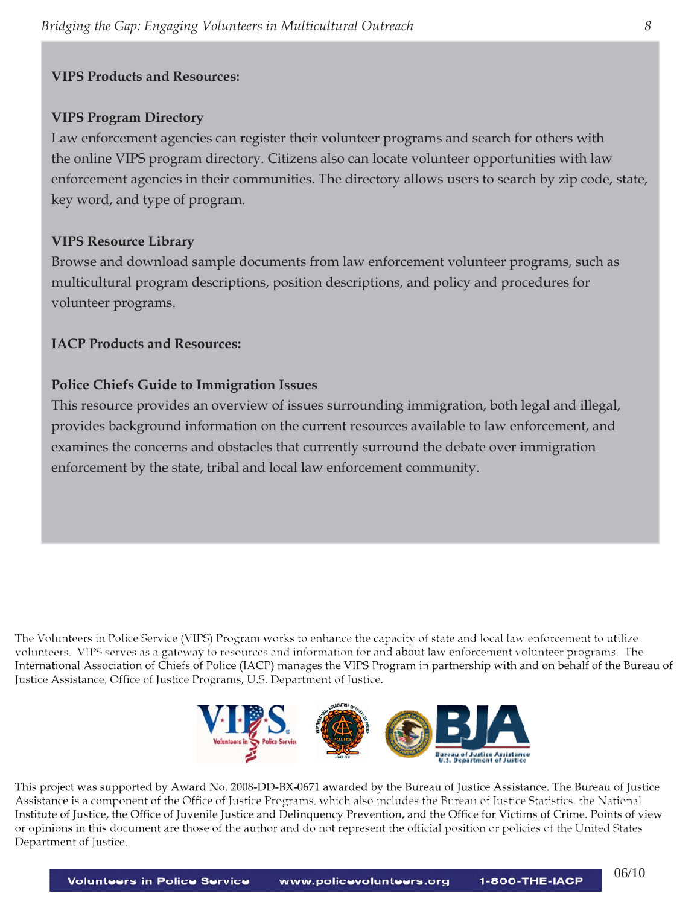**VIPS Products and Resources:**

**VIPS Program Directory**

Law enforcement agencies can register their volunteer programs and search for others with the online VIPS program directory. Citizens also can locate volunteer opportunities with law enforcement agencies in their communities. The directory allows users to search by zip code, state, key word, and type of program.

**VIPS Resource Library**

Browse and download sample documents from law enforcement volunteer programs, such as multicultural program descriptions, position descriptions, and policy and procedures for volunteer programs.

**IACP Products and Resources:**

**Police Chiefs Guide to Immigration Issues**

This resource provides an overview of issues surrounding immigration, both legal and illegal, provides background information on the current resources available to law enforcement, and examines the concerns and obstacles that currently surround the debate over immigration enforcement by the state, tribal and local law enforcement community.

The Volunteers in Police Service (VIPS) Program works to enhance the capacity of state and local law enforcement to utilize volunteers. VIPS serves as a gateway to resources and information for and about law enforcement volunteer programs. The International Association of Chiefs of Police (IACP) manages the VIPS Program in partnership with and on behalf of the Bureau of Justice Assistance, Office of Justice Programs, U.S. Department of Justice.

This project was supported by Award No. 2008-DD-BX-0671 awarded by the Bureau of Justice Assistance. The Bureau of Justice Assistance is a component of the Office of Justice Programs, which also includes the Bureau of Justice Statistics, the National Institute of Justice, the Office of Juvenile Justice and Delinquency Prevention, and the Office for Victims of Crime. Points of view or opinions in this document are those of the author and do not represent the official position or policies of the United States Department of Justice.

Volunteers in Police Service www.policevolunteers.org 1-800-THE-IACP

06/10